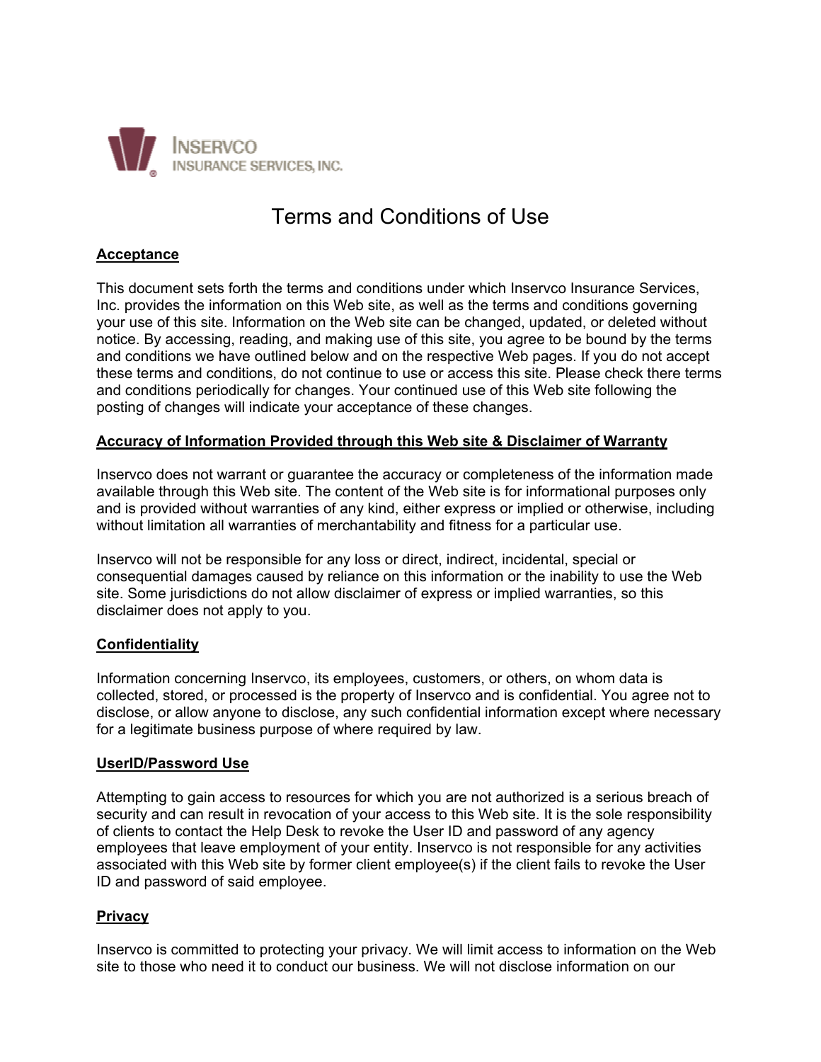INSERVCO
INSURANCE SERVICES, INC.

# Terms and Conditions of Use

## Acceptance

This document sets forth the terms and conditions under which Inservco Insurance Services, Inc. provides the information on this Web site, as well as the terms and conditions governing your use of this site. Information on the Web site can be changed, updated, or deleted without notice. By accessing, reading, and making use of this site, you agree to be bound by the terms and conditions we have outlined below and on the respective Web pages. If you do not accept these terms and conditions, do not continue to use or access this site. Please check there terms and conditions periodically for changes. Your continued use of this Web site following the posting of changes will indicate your acceptance of these changes.

## Accuracy of Information Provided through this Web site & Disclaimer of Warranty

Inservco does not warrant or guarantee the accuracy or completeness of the information made available through this Web site. The content of the Web site is for informational purposes only and is provided without warranties of any kind, either express or implied or otherwise, including without limitation all warranties of merchantability and fitness for a particular use.

Inservco will not be responsible for any loss or direct, indirect, incidental, special or consequential damages caused by reliance on this information or the inability to use the Web site. Some jurisdictions do not allow disclaimer of express or implied warranties, so this disclaimer does not apply to you.

## Confidentiality

Information concerning Inservco, its employees, customers, or others, on whom data is collected, stored, or processed is the property of Inservco and is confidential. You agree not to disclose, or allow anyone to disclose, any such confidential information except where necessary for a legitimate business purpose of where required by law.

## UserID/Password Use

Attempting to gain access to resources for which you are not authorized is a serious breach of security and can result in revocation of your access to this Web site. It is the sole responsibility of clients to contact the Help Desk to revoke the User ID and password of any agency employees that leave employment of your entity. Inservco is not responsible for any activities associated with this Web site by former client employee(s) if the client fails to revoke the User ID and password of said employee.

## Privacy

Inservco is committed to protecting your privacy. We will limit access to information on the Web site to those who need it to conduct our business. We will not disclose information on our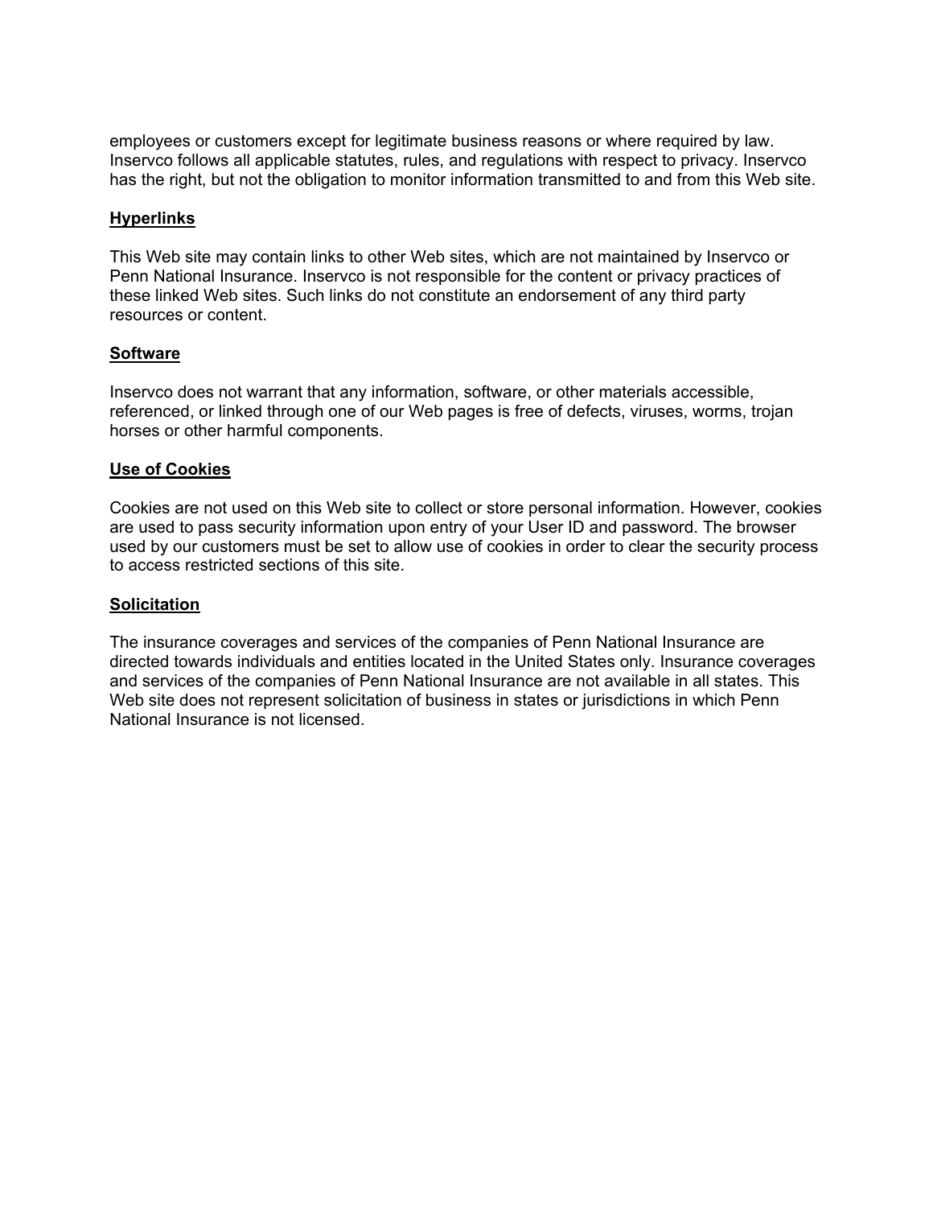employees or customers except for legitimate business reasons or where required by law. Inservco follows all applicable statutes, rules, and regulations with respect to privacy. Inservco has the right, but not the obligation to monitor information transmitted to and from this Web site.

**Hyperlinks**

This Web site may contain links to other Web sites, which are not maintained by Inservco or Penn National Insurance. Inservco is not responsible for the content or privacy practices of these linked Web sites. Such links do not constitute an endorsement of any third party resources or content.

**Software**

Inservco does not warrant that any information, software, or other materials accessible, referenced, or linked through one of our Web pages is free of defects, viruses, worms, trojan horses or other harmful components.

**Use of Cookies**

Cookies are not used on this Web site to collect or store personal information. However, cookies are used to pass security information upon entry of your User ID and password. The browser used by our customers must be set to allow use of cookies in order to clear the security process to access restricted sections of this site.

**Solicitation**

The insurance coverages and services of the companies of Penn National Insurance are directed towards individuals and entities located in the United States only. Insurance coverages and services of the companies of Penn National Insurance are not available in all states. This Web site does not represent solicitation of business in states or jurisdictions in which Penn National Insurance is not licensed.